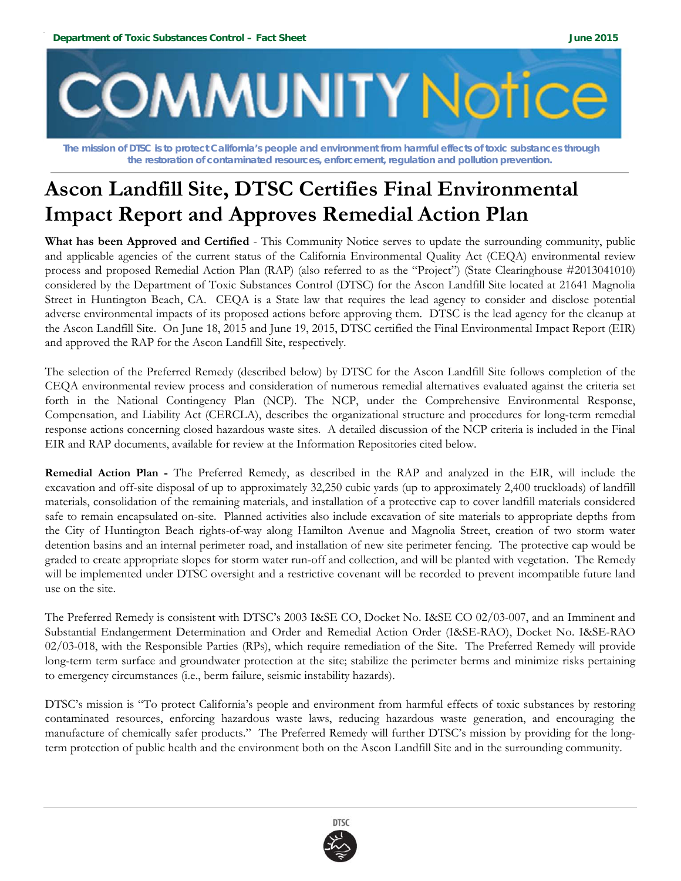Department of Toxic Substances Control – Fact Sheet

June 2015

# COMMUNITY Notice

*The mission of DTSC is to protect California's people and environment from harmful effects of toxic substances through the restoration of contaminated resources, enforcement, regulation and pollution prevention.*

# Ascon Landfill Site, DTSC Certifies Final Environmental Impact Report and Approves Remedial Action Plan

**What has been Approved and Certified** - This Community Notice serves to update the surrounding community, public and applicable agencies of the current status of the California Environmental Quality Act (CEQA) environmental review process and proposed Remedial Action Plan (RAP) (also referred to as the "Project") (State Clearinghouse #2013041010) considered by the Department of Toxic Substances Control (DTSC) for the Ascon Landfill Site located at 21641 Magnolia Street in Huntington Beach, CA. CEQA is a State law that requires the lead agency to consider and disclose potential adverse environmental impacts of its proposed actions before approving them. DTSC is the lead agency for the cleanup at the Ascon Landfill Site. On June 18, 2015 and June 19, 2015, DTSC certified the Final Environmental Impact Report (EIR) and approved the RAP for the Ascon Landfill Site, respectively.

The selection of the Preferred Remedy (described below) by DTSC for the Ascon Landfill Site follows completion of the CEQA environmental review process and consideration of numerous remedial alternatives evaluated against the criteria set forth in the National Contingency Plan (NCP). The NCP, under the Comprehensive Environmental Response, Compensation, and Liability Act (CERCLA), describes the organizational structure and procedures for long-term remedial response actions concerning closed hazardous waste sites. A detailed discussion of the NCP criteria is included in the Final EIR and RAP documents, available for review at the Information Repositories cited below.

**Remedial Action Plan -** The Preferred Remedy, as described in the RAP and analyzed in the EIR, will include the excavation and off-site disposal of up to approximately 32,250 cubic yards (up to approximately 2,400 truckloads) of landfill materials, consolidation of the remaining materials, and installation of a protective cap to cover landfill materials considered safe to remain encapsulated on-site. Planned activities also include excavation of site materials to appropriate depths from the City of Huntington Beach rights-of-way along Hamilton Avenue and Magnolia Street, creation of two storm water detention basins and an internal perimeter road, and installation of new site perimeter fencing. The protective cap would be graded to create appropriate slopes for storm water run-off and collection, and will be planted with vegetation. The Remedy will be implemented under DTSC oversight and a restrictive covenant will be recorded to prevent incompatible future land use on the site.

The Preferred Remedy is consistent with DTSC's 2003 I&SE CO, Docket No. I&SE CO 02/03-007, and an Imminent and Substantial Endangerment Determination and Order and Remedial Action Order (I&SE-RAO), Docket No. I&SE-RAO 02/03-018, with the Responsible Parties (RPs), which require remediation of the Site. The Preferred Remedy will provide long-term term surface and groundwater protection at the site; stabilize the perimeter berms and minimize risks pertaining to emergency circumstances (i.e., berm failure, seismic instability hazards).

DTSC's mission is "To protect California's people and environment from harmful effects of toxic substances by restoring contaminated resources, enforcing hazardous waste laws, reducing hazardous waste generation, and encouraging the manufacture of chemically safer products." The Preferred Remedy will further DTSC's mission by providing for the long-term protection of public health and the environment both on the Ascon Landfill Site and in the surrounding community.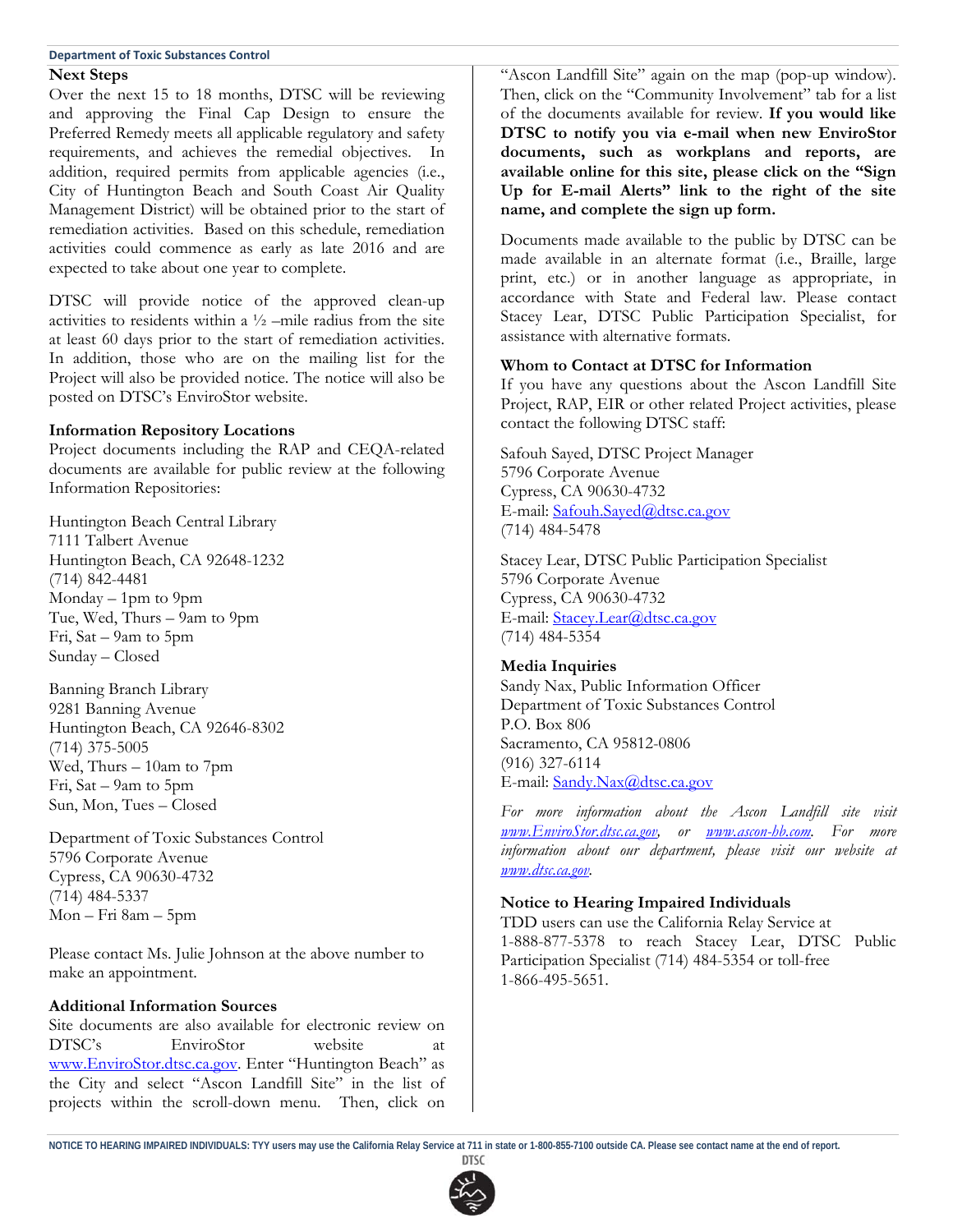## Next Steps

Over the next 15 to 18 months, DTSC will be reviewing and approving the Final Cap Design to ensure the Preferred Remedy meets all applicable regulatory and safety requirements, and achieves the remedial objectives. In addition, required permits from applicable agencies (i.e., City of Huntington Beach and South Coast Air Quality Management District) will be obtained prior to the start of remediation activities. Based on this schedule, remediation activities could commence as early as late 2016 and are expected to take about one year to complete.

DTSC will provide notice of the approved clean-up activities to residents within a ½ –mile radius from the site at least 60 days prior to the start of remediation activities. In addition, those who are on the mailing list for the Project will also be provided notice. The notice will also be posted on DTSC's EnviroStor website.

## Information Repository Locations

Project documents including the RAP and CEQA-related documents are available for public review at the following Information Repositories:

Huntington Beach Central Library
7111 Talbert Avenue
Huntington Beach, CA 92648-1232
(714) 842-4481
Monday – 1pm to 9pm
Tue, Wed, Thurs – 9am to 9pm
Fri, Sat – 9am to 5pm
Sunday – Closed

Banning Branch Library
9281 Banning Avenue
Huntington Beach, CA 92646-8302
(714) 375-5005
Wed, Thurs – 10am to 7pm
Fri, Sat – 9am to 5pm
Sun, Mon, Tues – Closed

Department of Toxic Substances Control
5796 Corporate Avenue
Cypress, CA 90630-4732
(714) 484-5337
Mon – Fri 8am – 5pm

Please contact Ms. Julie Johnson at the above number to make an appointment.

## Additional Information Sources

Site documents are also available for electronic review on DTSC's EnviroStor website at www.EnviroStor.dtsc.ca.gov. Enter "Huntington Beach" as the City and select "Ascon Landfill Site" in the list of projects within the scroll-down menu. Then, click on "Ascon Landfill Site" again on the map (pop-up window). Then, click on the "Community Involvement" tab for a list of the documents available for review. **If you would like DTSC to notify you via e-mail when new EnviroStor documents, such as workplans and reports, are available online for this site, please click on the "Sign Up for E-mail Alerts" link to the right of the site name, and complete the sign up form.**

Documents made available to the public by DTSC can be made available in an alternate format (i.e., Braille, large print, etc.) or in another language as appropriate, in accordance with State and Federal law. Please contact Stacey Lear, DTSC Public Participation Specialist, for assistance with alternative formats.

## Whom to Contact at DTSC for Information

If you have any questions about the Ascon Landfill Site Project, RAP, EIR or other related Project activities, please contact the following DTSC staff:

Safouh Sayed, DTSC Project Manager
5796 Corporate Avenue
Cypress, CA 90630-4732
E-mail: Safouh.Sayed@dtsc.ca.gov
(714) 484-5478

Stacey Lear, DTSC Public Participation Specialist
5796 Corporate Avenue
Cypress, CA 90630-4732
E-mail: Stacey.Lear@dtsc.ca.gov
(714) 484-5354

## Media Inquiries

Sandy Nax, Public Information Officer
Department of Toxic Substances Control
P.O. Box 806
Sacramento, CA 95812-0806
(916) 327-6114
E-mail: Sandy.Nax@dtsc.ca.gov

*For more information about the Ascon Landfill site visit www.EnviroStor.dtsc.ca.gov, or www.ascon-hb.com. For more information about our department, please visit our website at www.dtsc.ca.gov.*

## Notice to Hearing Impaired Individuals

TDD users can use the California Relay Service at 1-888-877-5378 to reach Stacey Lear, DTSC Public Participation Specialist (714) 484-5354 or toll-free 1-866-495-5651.

NOTICE TO HEARING IMPAIRED INDIVIDUALS: TYY users may use the California Relay Service at 711 in state or 1-800-855-7100 outside CA. Please see contact name at the end of report.